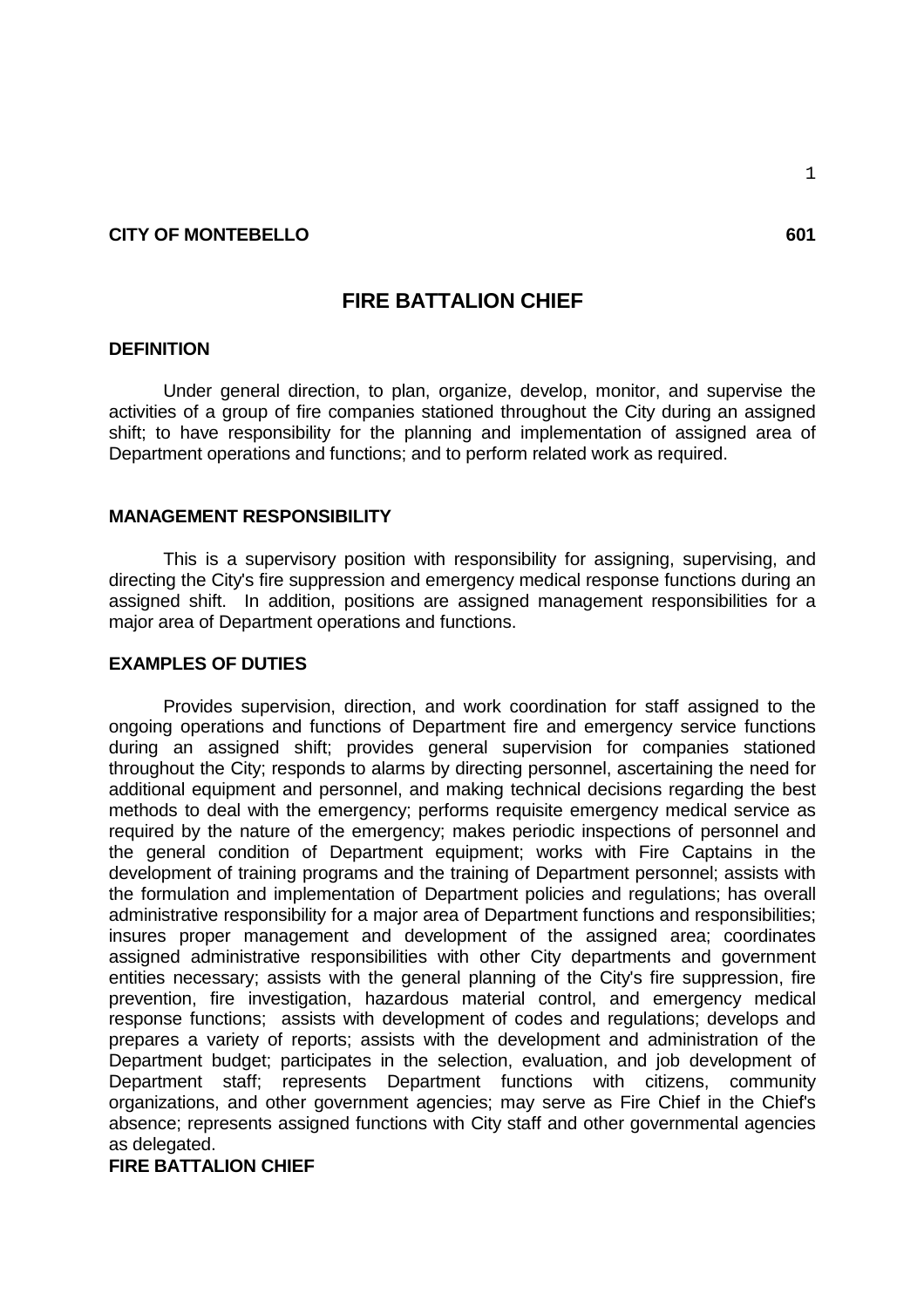**CITY OF MONTEBELLO** **601**

# FIRE BATTALION CHIEF

## DEFINITION

Under general direction, to plan, organize, develop, monitor, and supervise the activities of a group of fire companies stationed throughout the City during an assigned shift; to have responsibility for the planning and implementation of assigned area of Department operations and functions; and to perform related work as required.

## MANAGEMENT RESPONSIBILITY

This is a supervisory position with responsibility for assigning, supervising, and directing the City's fire suppression and emergency medical response functions during an assigned shift. In addition, positions are assigned management responsibilities for a major area of Department operations and functions.

## EXAMPLES OF DUTIES

Provides supervision, direction, and work coordination for staff assigned to the ongoing operations and functions of Department fire and emergency service functions during an assigned shift; provides general supervision for companies stationed throughout the City; responds to alarms by directing personnel, ascertaining the need for additional equipment and personnel, and making technical decisions regarding the best methods to deal with the emergency; performs requisite emergency medical service as required by the nature of the emergency; makes periodic inspections of personnel and the general condition of Department equipment; works with Fire Captains in the development of training programs and the training of Department personnel; assists with the formulation and implementation of Department policies and regulations; has overall administrative responsibility for a major area of Department functions and responsibilities; insures proper management and development of the assigned area; coordinates assigned administrative responsibilities with other City departments and government entities necessary; assists with the general planning of the City's fire suppression, fire prevention, fire investigation, hazardous material control, and emergency medical response functions; assists with development of codes and regulations; develops and prepares a variety of reports; assists with the development and administration of the Department budget; participates in the selection, evaluation, and job development of Department staff; represents Department functions with citizens, community organizations, and other government agencies; may serve as Fire Chief in the Chief's absence; represents assigned functions with City staff and other governmental agencies as delegated.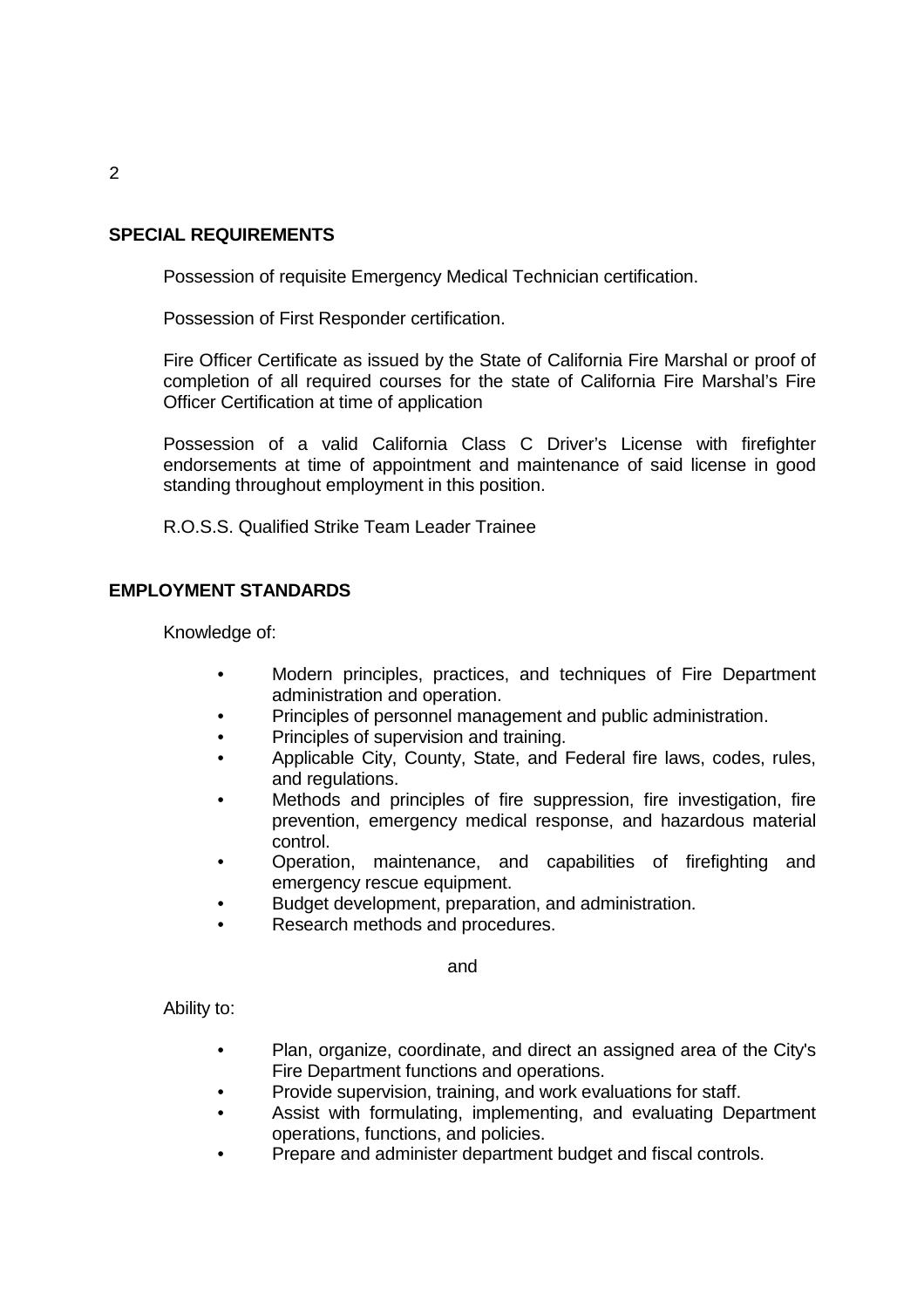## SPECIAL REQUIREMENTS

Possession of requisite Emergency Medical Technician certification.

Possession of First Responder certification.

Fire Officer Certificate as issued by the State of California Fire Marshal or proof of completion of all required courses for the state of California Fire Marshal's Fire Officer Certification at time of application

Possession of a valid California Class C Driver's License with firefighter endorsements at time of appointment and maintenance of said license in good standing throughout employment in this position.

R.O.S.S. Qualified Strike Team Leader Trainee

## EMPLOYMENT STANDARDS

Knowledge of:

- Modern principles, practices, and techniques of Fire Department administration and operation.
- Principles of personnel management and public administration.
- Principles of supervision and training.
- Applicable City, County, State, and Federal fire laws, codes, rules, and regulations.
- Methods and principles of fire suppression, fire investigation, fire prevention, emergency medical response, and hazardous material control.
- Operation, maintenance, and capabilities of firefighting and emergency rescue equipment.
- Budget development, preparation, and administration.
- Research methods and procedures.

and

Ability to:

- Plan, organize, coordinate, and direct an assigned area of the City's Fire Department functions and operations.
- Provide supervision, training, and work evaluations for staff.
- Assist with formulating, implementing, and evaluating Department operations, functions, and policies.
- Prepare and administer department budget and fiscal controls.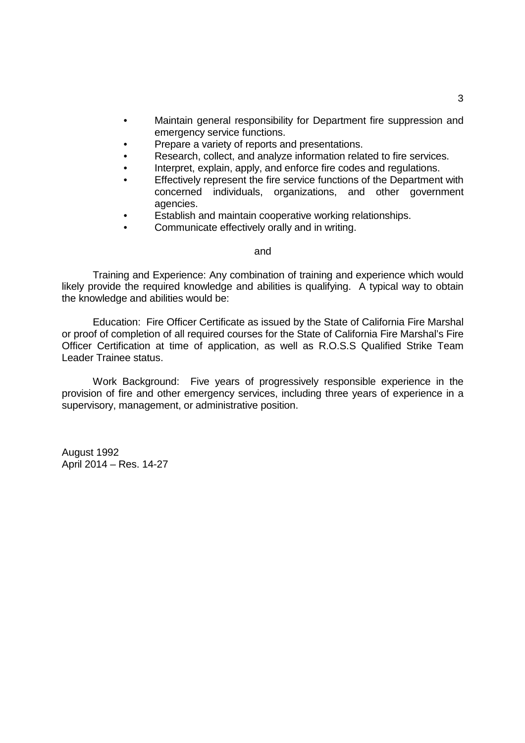- Maintain general responsibility for Department fire suppression and emergency service functions.
- Prepare a variety of reports and presentations.
- Research, collect, and analyze information related to fire services.
- Interpret, explain, apply, and enforce fire codes and regulations.
- Effectively represent the fire service functions of the Department with concerned individuals, organizations, and other government agencies.
- Establish and maintain cooperative working relationships.
- Communicate effectively orally and in writing.

and

Training and Experience: Any combination of training and experience which would likely provide the required knowledge and abilities is qualifying. A typical way to obtain the knowledge and abilities would be:

Education: Fire Officer Certificate as issued by the State of California Fire Marshal or proof of completion of all required courses for the State of California Fire Marshal's Fire Officer Certification at time of application, as well as R.O.S.S Qualified Strike Team Leader Trainee status.

Work Background: Five years of progressively responsible experience in the provision of fire and other emergency services, including three years of experience in a supervisory, management, or administrative position.

August 1992
April 2014 – Res. 14-27